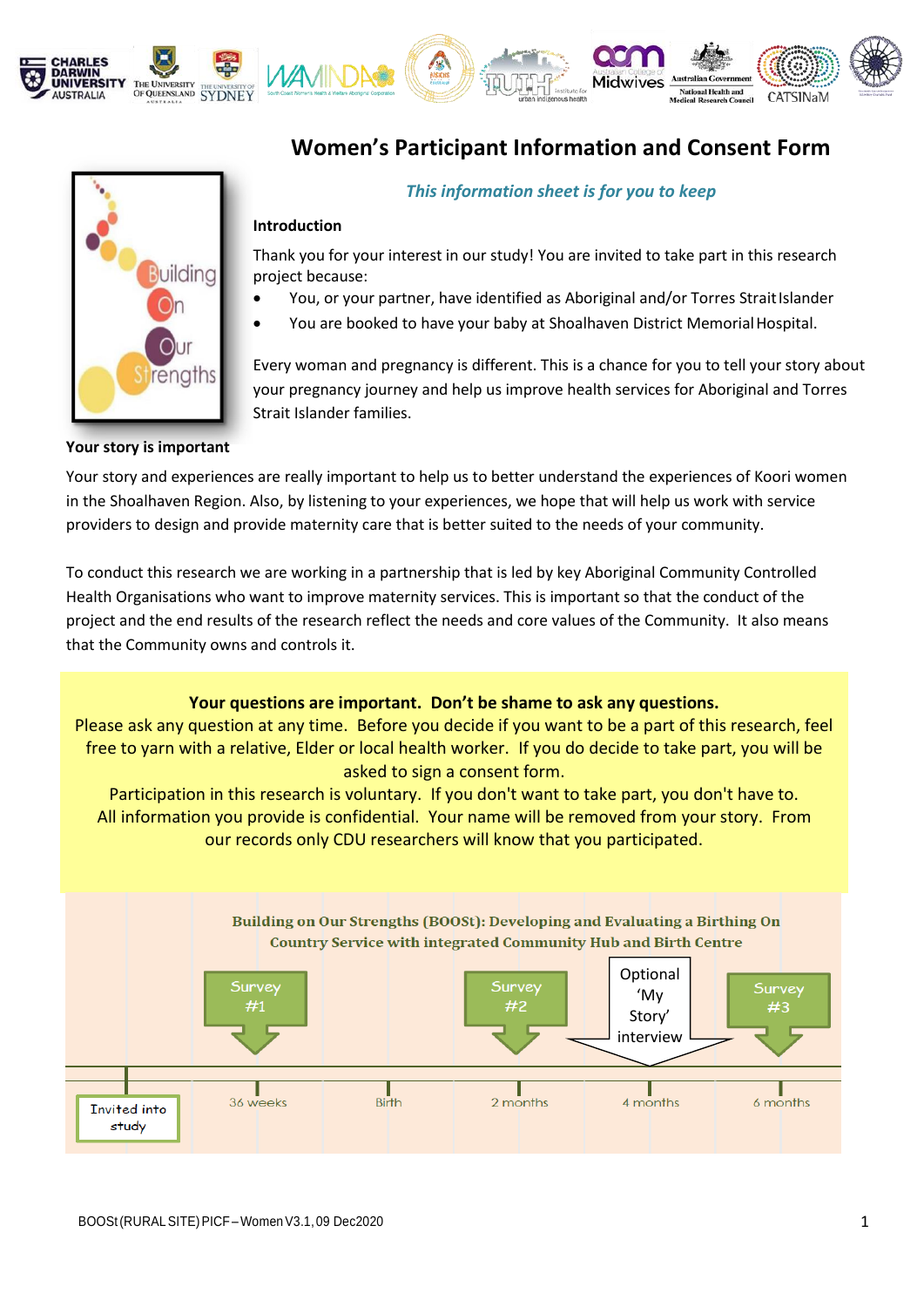# Women's Participant Information and Consent Form

*This information sheet is for you to keep*

**Introduction**

Thank you for your interest in our study! You are invited to take part in this research project because:

- You, or your partner, have identified as Aboriginal and/or Torres Strait Islander
- You are booked to have your baby at Shoalhaven District Memorial Hospital.

Every woman and pregnancy is different. This is a chance for you to tell your story about your pregnancy journey and help us improve health services for Aboriginal and Torres Strait Islander families.

**Your story is important**

Your story and experiences are really important to help us to better understand the experiences of Koori women in the Shoalhaven Region. Also, by listening to your experiences, we hope that will help us work with service providers to design and provide maternity care that is better suited to the needs of your community.

To conduct this research we are working in a partnership that is led by key Aboriginal Community Controlled Health Organisations who want to improve maternity services. This is important so that the conduct of the project and the end results of the research reflect the needs and core values of the Community. It also means that the Community owns and controls it.

**Your questions are important. Don't be shame to ask any questions.**

Please ask any question at any time. Before you decide if you want to be a part of this research, feel free to yarn with a relative, Elder or local health worker. If you do decide to take part, you will be asked to sign a consent form.

Participation in this research is voluntary. If you don't want to take part, you don't have to. All information you provide is confidential. Your name will be removed from your story. From our records only CDU researchers will know that you participated.

Building on Our Strengths (BOOSt): Developing and Evaluating a Birthing On Country Service with integrated Community Hub and Birth Centre

Survey #1
Survey #2
Optional 'My Story' interview
Survey #3

Invited into study
36 weeks
Birth
2 months
4 months
6 months

BOOSt (RURAL SITE) PICF – Women V3.1, 09 Dec2020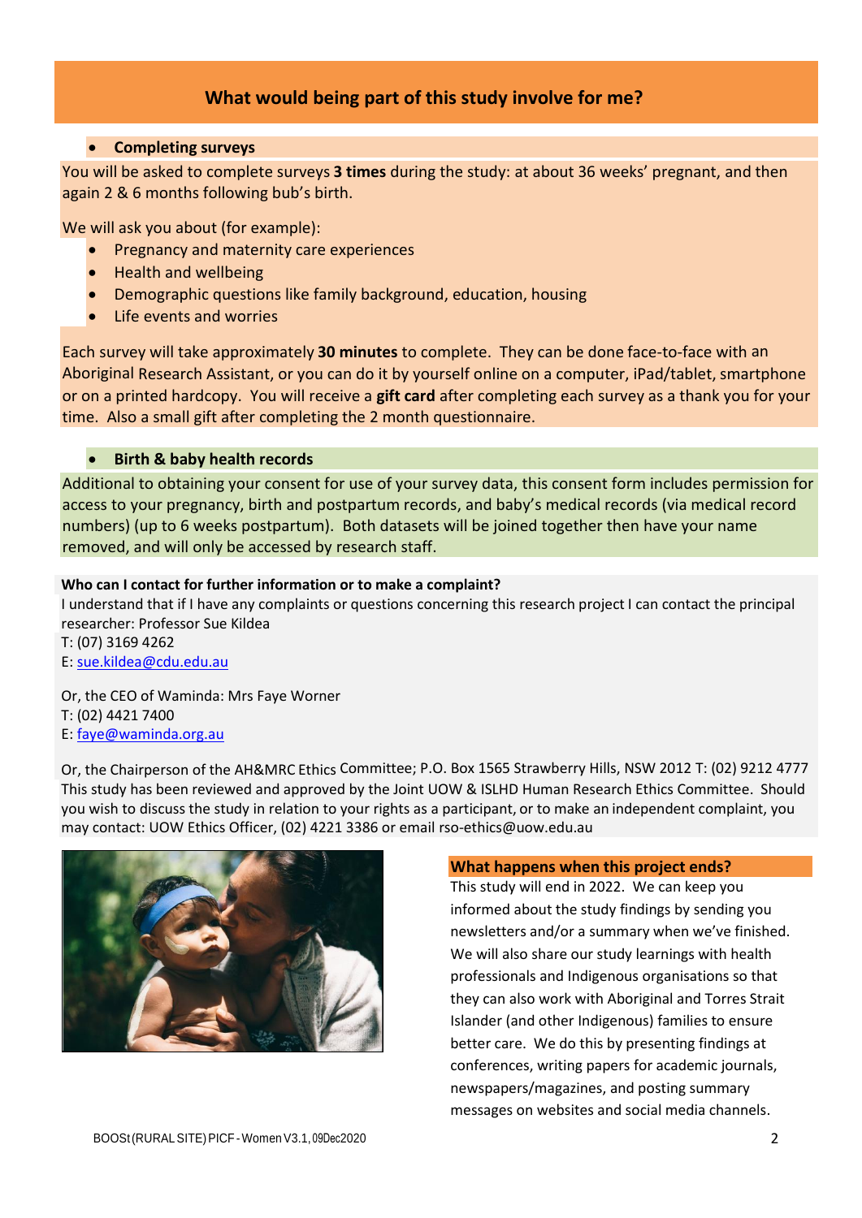## What would being part of this study involve for me?

- **Completing surveys**

You will be asked to complete surveys **3 times** during the study: at about 36 weeks' pregnant, and then again 2 & 6 months following bub's birth.

We will ask you about (for example):

- Pregnancy and maternity care experiences
- Health and wellbeing
- Demographic questions like family background, education, housing
- Life events and worries

Each survey will take approximately **30 minutes** to complete. They can be done face-to-face with an Aboriginal Research Assistant, or you can do it by yourself online on a computer, iPad/tablet, smartphone or on a printed hardcopy. You will receive a **gift card** after completing each survey as a thank you for your time. Also a small gift after completing the 2 month questionnaire.

- **Birth & baby health records**

Additional to obtaining your consent for use of your survey data, this consent form includes permission for access to your pregnancy, birth and postpartum records, and baby's medical records (via medical record numbers) (up to 6 weeks postpartum). Both datasets will be joined together then have your name removed, and will only be accessed by research staff.

**Who can I contact for further information or to make a complaint?**

I understand that if I have any complaints or questions concerning this research project I can contact the principal researcher: Professor Sue Kildea
T: (07) 3169 4262
E: sue.kildea@cdu.edu.au

Or, the CEO of Waminda: Mrs Faye Worner
T: (02) 4421 7400
E: faye@waminda.org.au

Or, the Chairperson of the AH&MRC Ethics Committee; P.O. Box 1565 Strawberry Hills, NSW 2012 T: (02) 9212 4777
This study has been reviewed and approved by the Joint UOW & ISLHD Human Research Ethics Committee. Should you wish to discuss the study in relation to your rights as a participant, or to make an independent complaint, you may contact: UOW Ethics Officer, (02) 4221 3386 or email rso-ethics@uow.edu.au

**What happens when this project ends?**

This study will end in 2022. We can keep you informed about the study findings by sending you newsletters and/or a summary when we've finished. We will also share our study learnings with health professionals and Indigenous organisations so that they can also work with Aboriginal and Torres Strait Islander (and other Indigenous) families to ensure better care. We do this by presenting findings at conferences, writing papers for academic journals, newspapers/magazines, and posting summary messages on websites and social media channels.

BOOSt (RURAL SITE) PICF - Women V3.1, 09Dec2020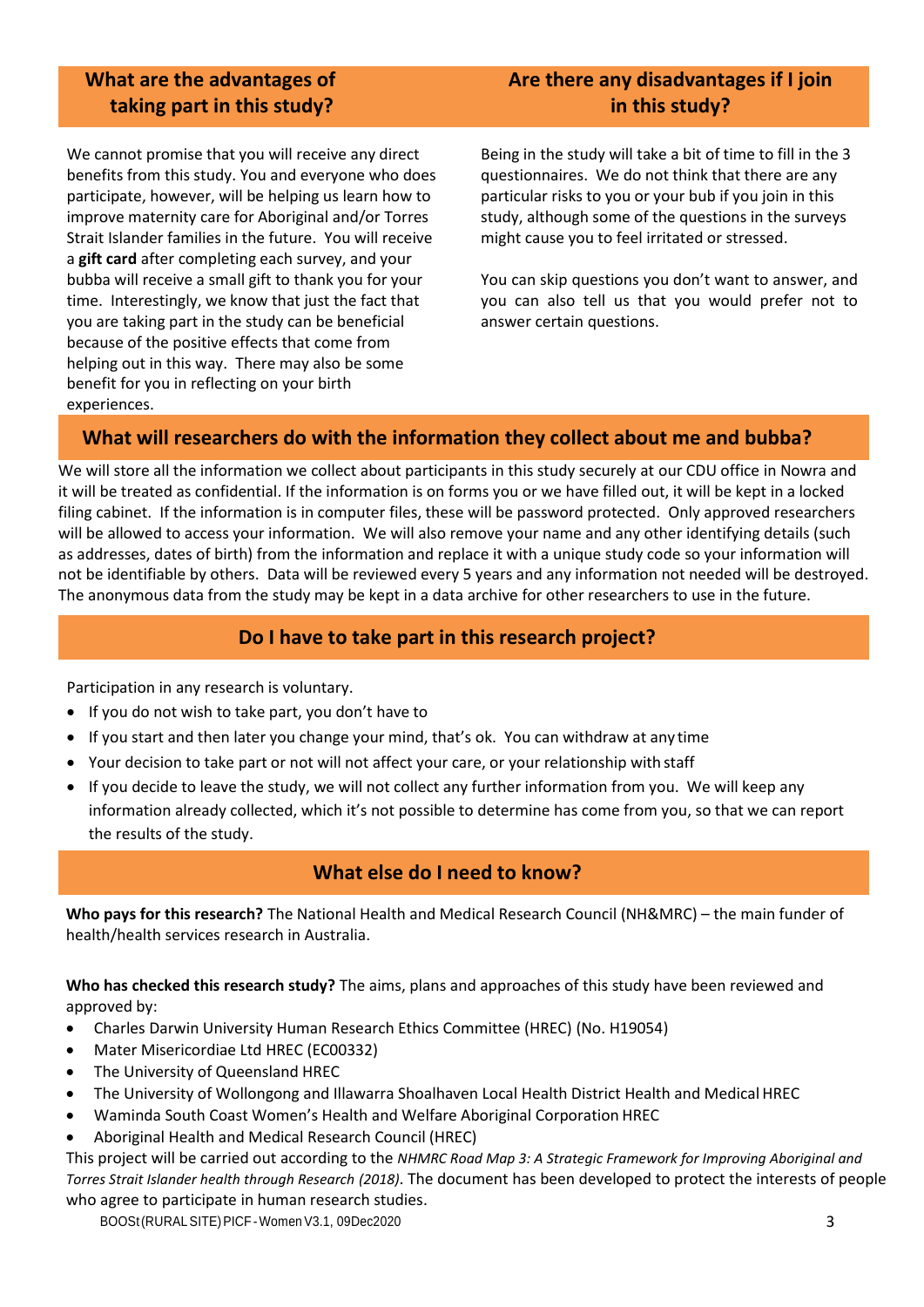## What are the advantages of taking part in this study?

We cannot promise that you will receive any direct benefits from this study. You and everyone who does participate, however, will be helping us learn how to improve maternity care for Aboriginal and/or Torres Strait Islander families in the future. You will receive a **gift card** after completing each survey, and your bubba will receive a small gift to thank you for your time. Interestingly, we know that just the fact that you are taking part in the study can be beneficial because of the positive effects that come from helping out in this way. There may also be some benefit for you in reflecting on your birth experiences.

## Are there any disadvantages if I join in this study?

Being in the study will take a bit of time to fill in the 3 questionnaires. We do not think that there are any particular risks to you or your bub if you join in this study, although some of the questions in the surveys might cause you to feel irritated or stressed.

You can skip questions you don't want to answer, and you can also tell us that you would prefer not to answer certain questions.

## What will researchers do with the information they collect about me and bubba?

We will store all the information we collect about participants in this study securely at our CDU office in Nowra and it will be treated as confidential. If the information is on forms you or we have filled out, it will be kept in a locked filing cabinet. If the information is in computer files, these will be password protected. Only approved researchers will be allowed to access your information. We will also remove your name and any other identifying details (such as addresses, dates of birth) from the information and replace it with a unique study code so your information will not be identifiable by others. Data will be reviewed every 5 years and any information not needed will be destroyed. The anonymous data from the study may be kept in a data archive for other researchers to use in the future.

## Do I have to take part in this research project?

Participation in any research is voluntary.

- If you do not wish to take part, you don't have to
- If you start and then later you change your mind, that's ok. You can withdraw at any time
- Your decision to take part or not will not affect your care, or your relationship with staff
- If you decide to leave the study, we will not collect any further information from you. We will keep any information already collected, which it's not possible to determine has come from you, so that we can report the results of the study.

## What else do I need to know?

**Who pays for this research?** The National Health and Medical Research Council (NH&MRC) – the main funder of health/health services research in Australia.

**Who has checked this research study?** The aims, plans and approaches of this study have been reviewed and approved by:

- Charles Darwin University Human Research Ethics Committee (HREC) (No. H19054)
- Mater Misericordiae Ltd HREC (EC00332)
- The University of Queensland HREC
- The University of Wollongong and Illawarra Shoalhaven Local Health District Health and Medical HREC
- Waminda South Coast Women's Health and Welfare Aboriginal Corporation HREC
- Aboriginal Health and Medical Research Council (HREC)

This project will be carried out according to the *NHMRC Road Map 3: A Strategic Framework for Improving Aboriginal and Torres Strait Islander health through Research (2018)*. The document has been developed to protect the interests of people who agree to participate in human research studies.

BOOSt (RURAL SITE) PICF - Women V3.1, 09Dec2020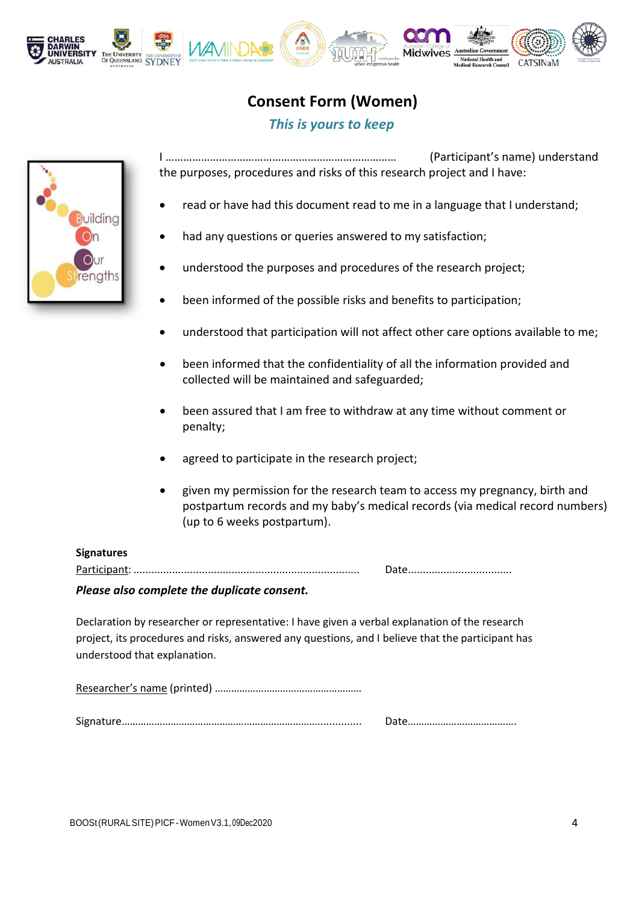# Consent Form (Women)

***This is yours to keep***

I ………………………………………………………………………… (Participant's name) understand the purposes, procedures and risks of this research project and I have:

- read or have had this document read to me in a language that I understand;
- had any questions or queries answered to my satisfaction;
- understood the purposes and procedures of the research project;
- been informed of the possible risks and benefits to participation;
- understood that participation will not affect other care options available to me;
- been informed that the confidentiality of all the information provided and collected will be maintained and safeguarded;
- been assured that I am free to withdraw at any time without comment or penalty;
- agreed to participate in the research project;
- given my permission for the research team to access my pregnancy, birth and postpartum records and my baby's medical records (via medical record numbers) (up to 6 weeks postpartum).

**Signatures**

Participant: ………………………………………………………………………… Date……………………………….

***Please also complete the duplicate consent.***

Declaration by researcher or representative: I have given a verbal explanation of the research project, its procedures and risks, answered any questions, and I believe that the participant has understood that explanation.

Researcher's name (printed) ……………………………………………………

Signature…………………………………………………………………………… Date………………………………….

BOOSt (RURAL SITE) PICF - Women V3.1, 09Dec2020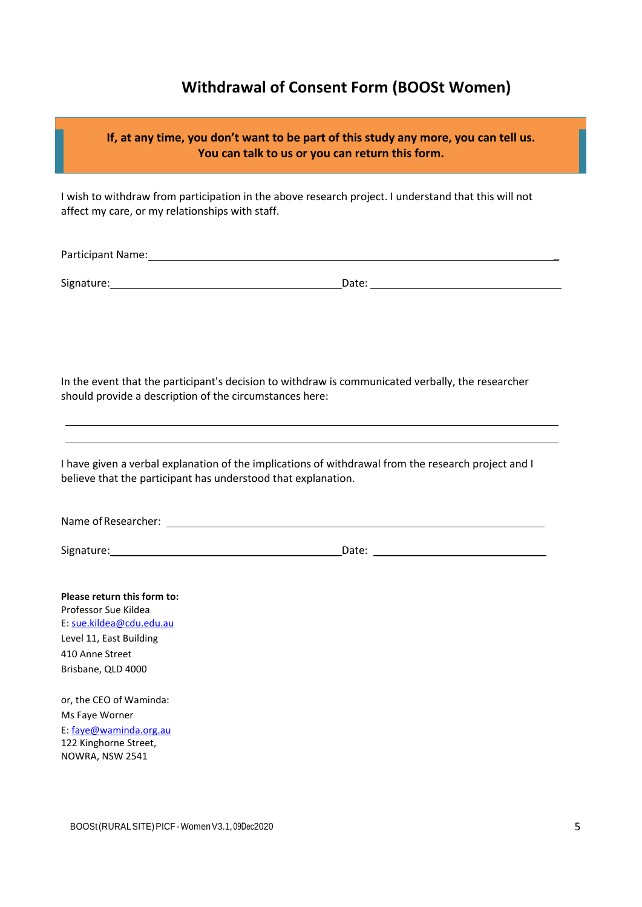# Withdrawal of Consent Form (BOOSt Women)

**If, at any time, you don't want to be part of this study any more, you can tell us. You can talk to us or you can return this form.**

I wish to withdraw from participation in the above research project. I understand that this will not affect my care, or my relationships with staff.

Participant Name: ______________________________________________

Signature: ______________________________ Date: ______________________

In the event that the participant's decision to withdraw is communicated verbally, the researcher should provide a description of the circumstances here:

______________________________________________________________

______________________________________________________________

I have given a verbal explanation of the implications of withdrawal from the research project and I believe that the participant has understood that explanation.

Name of Researcher: ______________________________________________

Signature: ______________________________ Date: ______________________

**Please return this form to:**
Professor Sue Kildea
E: sue.kildea@cdu.edu.au
Level 11, East Building
410 Anne Street
Brisbane, QLD 4000

or, the CEO of Waminda:
Ms Faye Worner
E: faye@waminda.org.au
122 Kinghorne Street,
NOWRA, NSW 2541

BOOSt (RURAL SITE) PICF - Women V3.1, 09Dec2020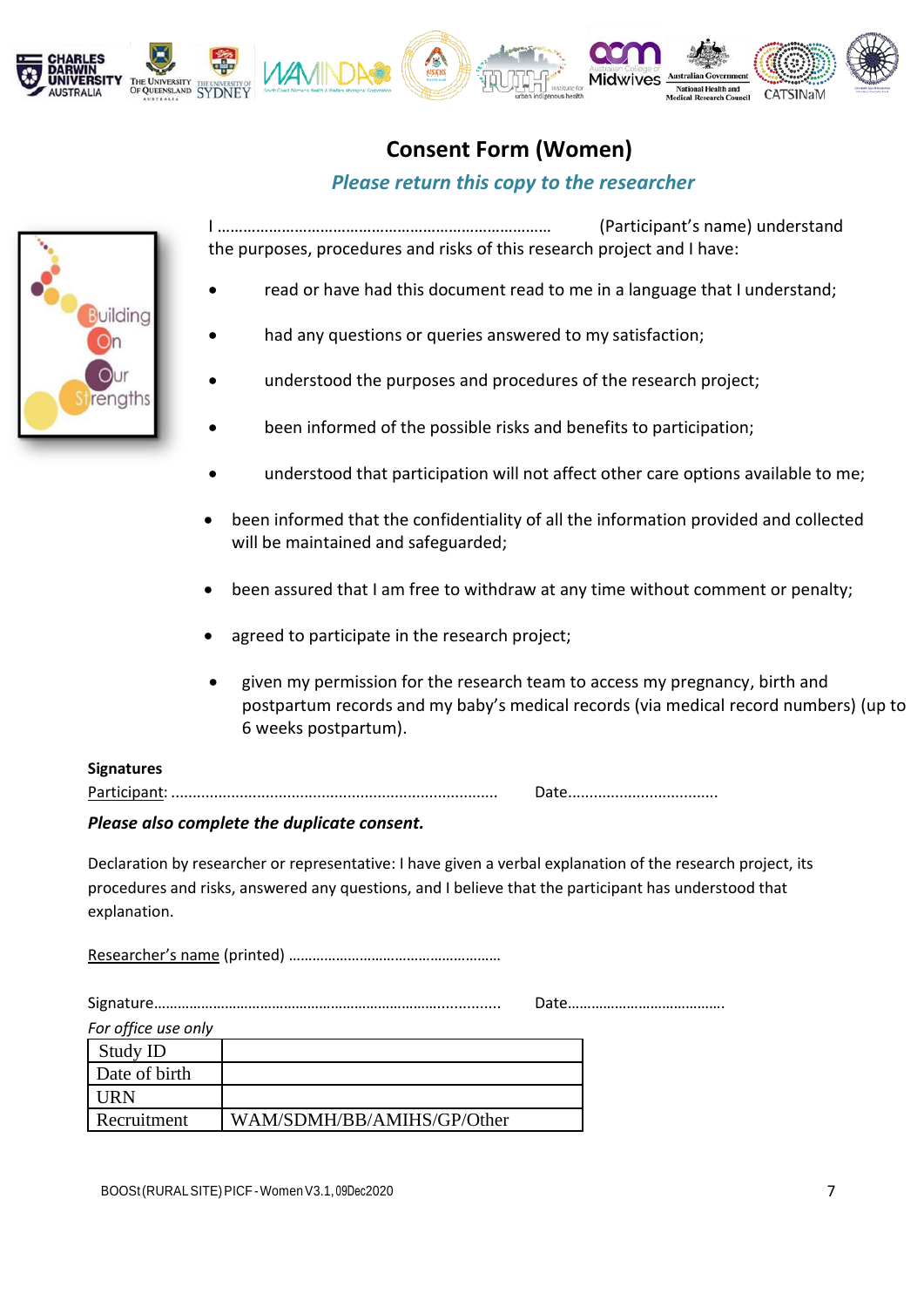# Consent Form (Women)

***Please return this copy to the researcher***

I ……………………………………………………………………… (Participant's name) understand the purposes, procedures and risks of this research project and I have:

- read or have had this document read to me in a language that I understand;
- had any questions or queries answered to my satisfaction;
- understood the purposes and procedures of the research project;
- been informed of the possible risks and benefits to participation;
- understood that participation will not affect other care options available to me;
- been informed that the confidentiality of all the information provided and collected will be maintained and safeguarded;
- been assured that I am free to withdraw at any time without comment or penalty;
- agreed to participate in the research project;
- given my permission for the research team to access my pregnancy, birth and postpartum records and my baby's medical records (via medical record numbers) (up to 6 weeks postpartum).

**Signatures**

Participant: ........................................................................... Date..................................

***Please also complete the duplicate consent.***

Declaration by researcher or representative: I have given a verbal explanation of the research project, its procedures and risks, answered any questions, and I believe that the participant has understood that explanation.

Researcher's name (printed) ……………………………………………….

Signature…………………………………………………………………............ Date………………………………….

*For office use only*

| | |
|---|---|
| Study ID | |
| Date of birth | |
| URN | |
| Recruitment | WAM/SDMH/BB/AMIHS/GP/Other |

BOOSt (RURAL SITE) PICF - Women V3.1, 09Dec2020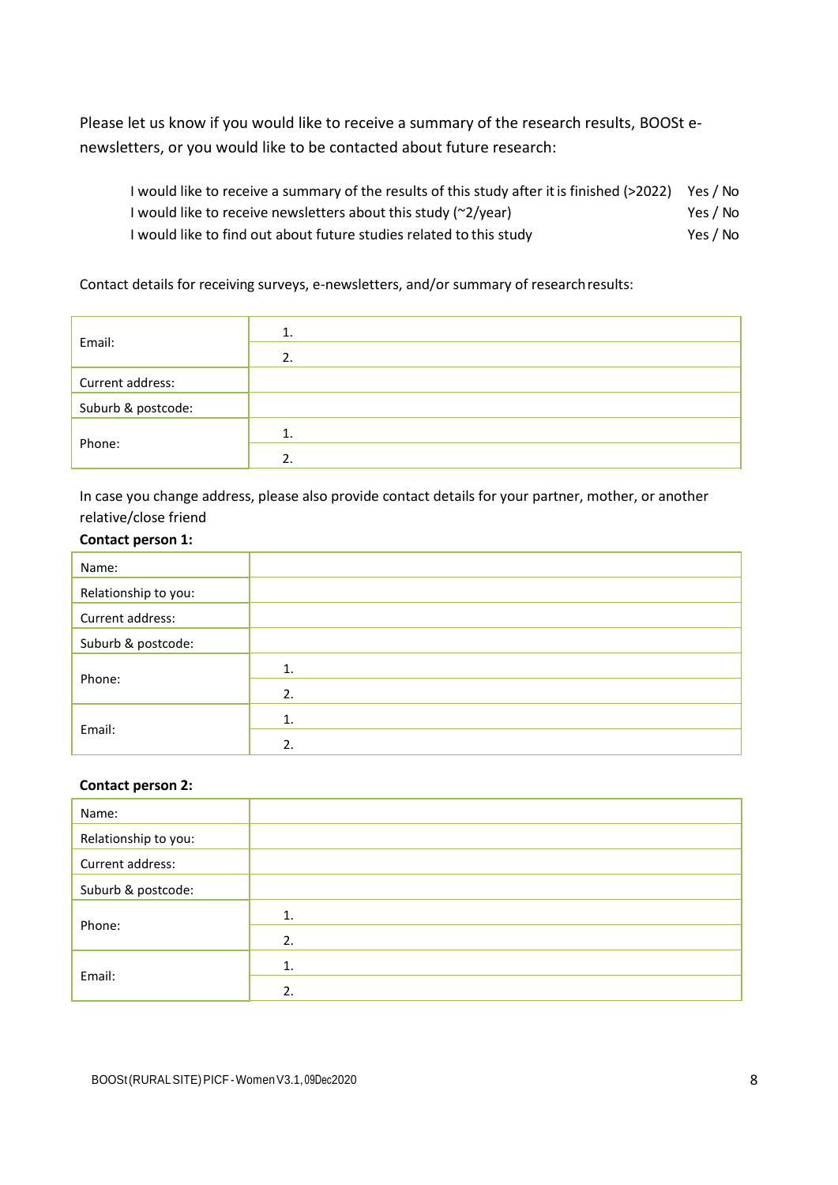Please let us know if you would like to receive a summary of the research results, BOOSt e-newsletters, or you would like to be contacted about future research:

| | |
|---|---|
| I would like to receive a summary of the results of this study after it is finished (>2022) | Yes / No |
| I would like to receive newsletters about this study (~2/year) | Yes / No |
| I would like to find out about future studies related to this study | Yes / No |

Contact details for receiving surveys, e-newsletters, and/or summary of research results:

| | |
|---|---|
| Email: | 1. |
| | 2. |
| Current address: | |
| Suburb & postcode: | |
| Phone: | 1. |
| | 2. |

In case you change address, please also provide contact details for your partner, mother, or another relative/close friend

**Contact person 1:**

| | |
|---|---|
| Name: | |
| Relationship to you: | |
| Current address: | |
| Suburb & postcode: | |
| Phone: | 1. |
| | 2. |
| Email: | 1. |
| | 2. |

**Contact person 2:**

| | |
|---|---|
| Name: | |
| Relationship to you: | |
| Current address: | |
| Suburb & postcode: | |
| Phone: | 1. |
| | 2. |
| Email: | 1. |
| | 2. |